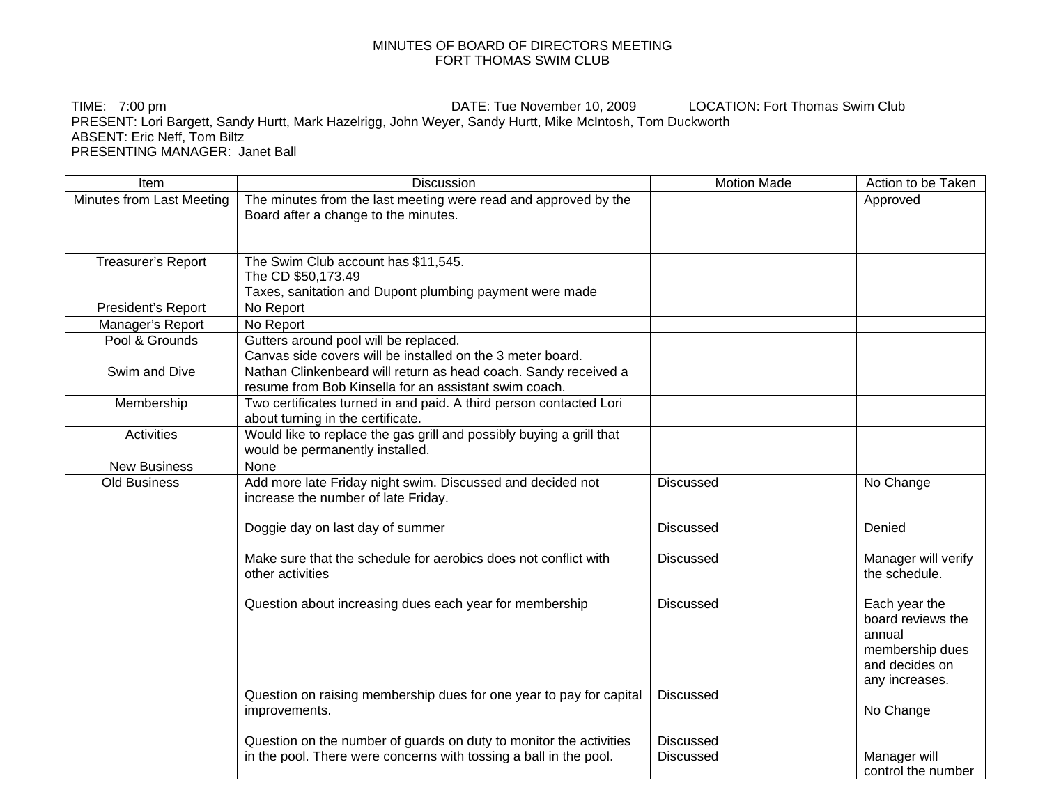# MINUTES OF BOARD OF DIRECTORS MEETING
# FORT THOMAS SWIM CLUB

TIME: 7:00 pm DATE: Tue November 10, 2009 LOCATION: Fort Thomas Swim Club
PRESENT: Lori Bargett, Sandy Hurtt, Mark Hazelrigg, John Weyer, Sandy Hurtt, Mike McIntosh, Tom Duckworth
ABSENT: Eric Neff, Tom Biltz
PRESENTING MANAGER: Janet Ball

| Item | Discussion | Motion Made | Action to be Taken |
|---|---|---|---|
| Minutes from Last Meeting | The minutes from the last meeting were read and approved by the Board after a change to the minutes. | | Approved |
| Treasurer's Report | The Swim Club account has $11,545.<br>The CD $50,173.49<br>Taxes, sanitation and Dupont plumbing payment were made | | |
| President's Report | No Report | | |
| Manager's Report | No Report | | |
| Pool & Grounds | Gutters around pool will be replaced.<br>Canvas side covers will be installed on the 3 meter board. | | |
| Swim and Dive | Nathan Clinkenbeard will return as head coach. Sandy received a resume from Bob Kinsella for an assistant swim coach. | | |
| Membership | Two certificates turned in and paid. A third person contacted Lori about turning in the certificate. | | |
| Activities | Would like to replace the gas grill and possibly buying a grill that would be permanently installed. | | |
| New Business | None | | |
| Old Business | Add more late Friday night swim. Discussed and decided not increase the number of late Friday. | Discussed | No Change |
| | Doggie day on last day of summer | Discussed | Denied |
| | Make sure that the schedule for aerobics does not conflict with other activities | Discussed | Manager will verify the schedule. |
| | Question about increasing dues each year for membership | Discussed | Each year the board reviews the annual membership dues and decides on any increases. |
| | Question on raising membership dues for one year to pay for capital improvements. | Discussed | No Change |
| | Question on the number of guards on duty to monitor the activities in the pool. There were concerns with tossing a ball in the pool. | Discussed<br>Discussed | Manager will control the number |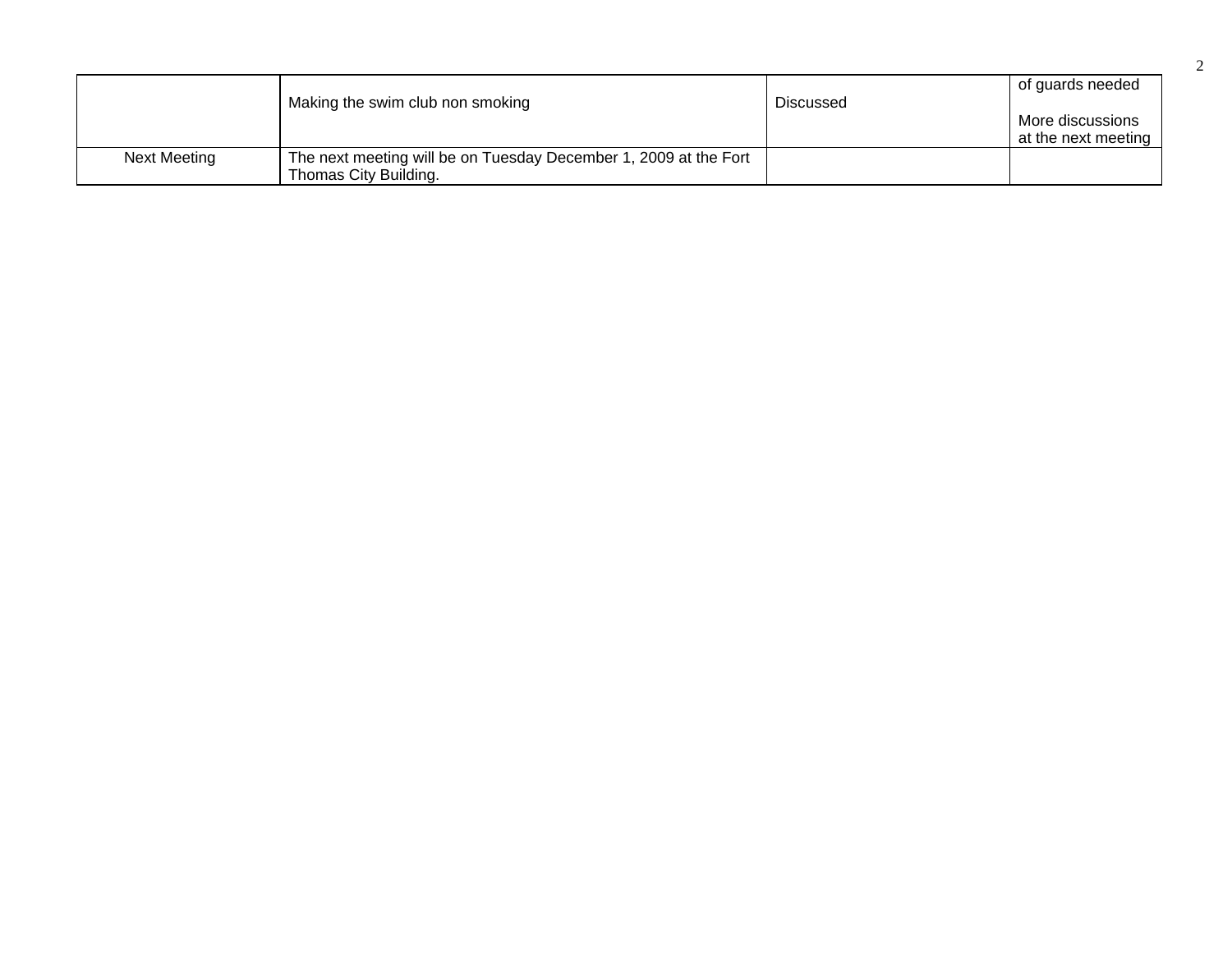| | | | |
|---|---|---|---|
| | Making the swim club non smoking | Discussed | of guards needed<br><br>More discussions at the next meeting |
| Next Meeting | The next meeting will be on Tuesday December 1, 2009 at the Fort Thomas City Building. | | |